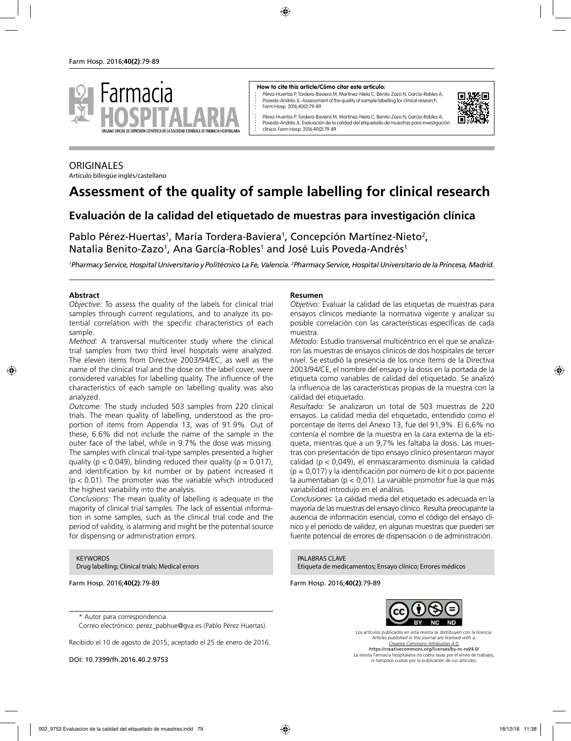**How to cite this article/Cómo citar este artículo:**

Pérez-Huertas P, Tordera-Baviera M, Martínez-Nieto C, Benito-Zazo N, García-Robles A, Poveda-Andrés JL. Assessment of the quality of sample labelling for clinical research. Farm Hosp. 2016;40(2):79-89.

Pérez-Huertas P, Tordera-Baviera M, Martínez-Nieto C, Benito-Zazo N, García-Robles A, Poveda-Andrés JL. Evaluación de la calidad del etiquetado de muestras para investigación clínica. Farm Hosp. 2016;40(2):79-89.

ORIGINALES

Artículo bilingüe inglés/castellano

# Assessment of the quality of sample labelling for clinical research

## Evaluación de la calidad del etiquetado de muestras para investigación clínica

Pablo Pérez-Huertas[1], María Tordera-Baviera[1], Concepción Martínez-Nieto[2], Natalia Benito-Zazo[1], Ana García-Robles[1] and José Luis Poveda-Andrés[1]

*[1]Pharmacy Service, Hospital Universitario y Politécnico La Fe, Valencia. [2]Pharmacy Service, Hospital Universitario de la Princesa, Madrid.*

### Abstract

*Objective:* To assess the quality of the labels for clinical trial samples through current regulations, and to analyze its potential correlation with the specific characteristics of each sample.

*Method:* A transversal multicenter study where the clinical trial samples from two third level hospitals were analyzed. The eleven items from Directive 2003/94/EC, as well as the name of the clinical trial and the dose on the label cover, were considered variables for labelling quality. The influence of the characteristics of each sample on labelling quality was also analyzed.

*Outcome:* The study included 503 samples from 220 clinical trials. The mean quality of labelling, understood as the proportion of items from Appendix 13, was of 91.9%. Out of these, 6.6% did not include the name of the sample in the outer face of the label, while in 9.7% the dose was missing. The samples with clinical trial-type samples presented a higher quality ($p < 0.049$), blinding reduced their quality ($p = 0.017$), and identification by kit number or by patient increased it ($p < 0.01$). The promoter was the variable which introduced the highest variability into the analysis.

*Conclusions:* The mean quality of labelling is adequate in the majority of clinical trial samples. The lack of essential information in some samples, such as the clinical trial code and the period of validity, is alarming and might be the potential source for dispensing or administration errors.

KEYWORDS
Drug labelling; Clinical trials; Medical errors

### Resumen

*Objetivo:* Evaluar la calidad de las etiquetas de muestras para ensayos clínicos mediante la normativa vigente y analizar su posible correlación con las características específicas de cada muestra.

*Método:* Estudio transversal multicéntrico en el que se analizaron las muestras de ensayos clínicos de dos hospitales de tercer nivel. Se estudió la presencia de los once ítems de la Directiva 2003/94/CE, el nombre del ensayo y la dosis en la portada de la etiqueta como variables de calidad del etiquetado. Se analizó la influencia de las características propias de la muestra con la calidad del etiquetado.

*Resultado:* Se analizaron un total de 503 muestras de 220 ensayos. La calidad media del etiquetado, entendido como el porcentaje de ítems del Anexo 13, fue del 91,9%. El 6,6% no contenía el nombre de la muestra en la cara externa de la etiqueta, mientras que a un 9,7% les faltaba la dosis. Las muestras con presentación de tipo ensayo clínico presentaron mayor calidad ($p < 0,049$), el enmascaramiento disminuía la calidad ($p = 0,017$) y la identificación por número de kit o por paciente la aumentaban ($p < 0,01$). La variable promotor fue la que más variabilidad introdujo en el análisis.

*Conclusiones:* La calidad media del etiquetado es adecuada en la mayoría de las muestras del ensayo clínico. Resulta preocupante la ausencia de información esencial, como el código del ensayo clínico y el período de validez, en algunas muestras que pueden ser fuente potencial de errores de dispensación o de administración.

PALABRAS CLAVE
Etiqueta de medicamentos; Ensayo clínico; Errores médicos

\* Autor para correspondencia.
Correo electrónico: perez_pabhue@gva.es (Pablo Pérez Huertas).

Recibido el 10 de agosto de 2015; aceptado el 25 de enero de 2016.

DOI: 10.7399/fh.2016.40.2.9753

Los artículos publicados en esta revista se distribuyen con la licencia: *Articles published in this journal are licensed with a: Creative Commons Attribution 4.0.* https://creativecommons.org/licenses/by-nc-nd/4.0/ La revista Farmacia Hospitalaria no cobra tasas por el envío de trabajos, ni tampoco cuotas por la publicación de sus artículos.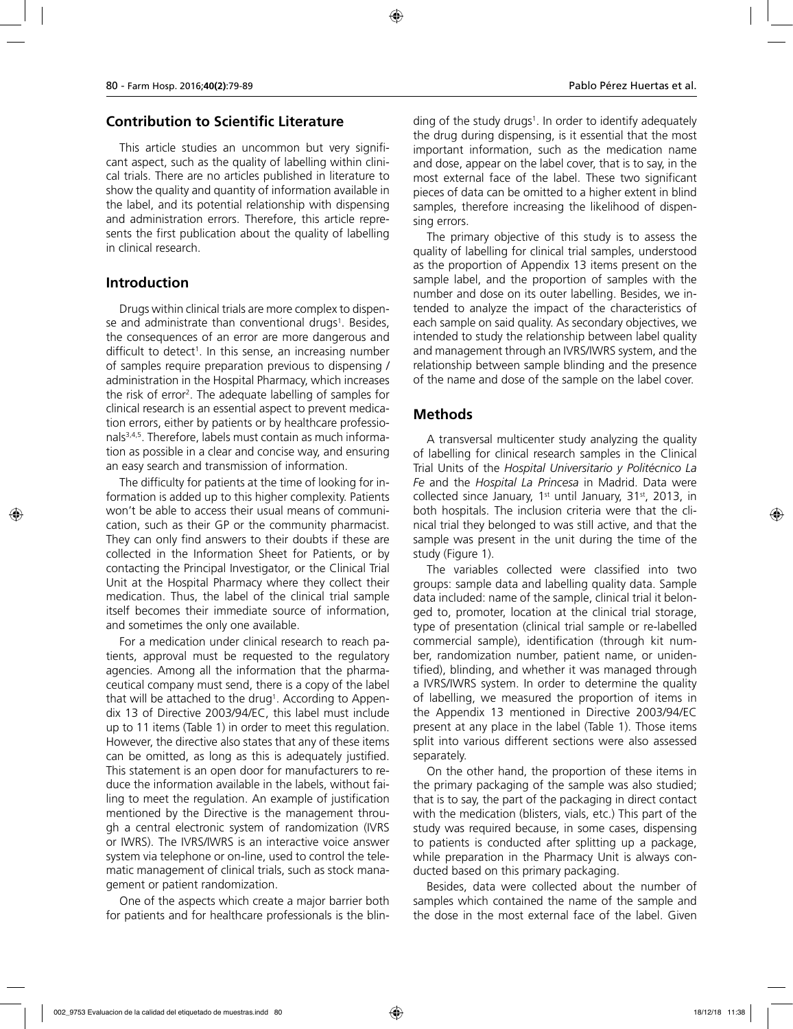## Contribution to Scientific Literature

This article studies an uncommon but very significant aspect, such as the quality of labelling within clinical trials. There are no articles published in literature to show the quality and quantity of information available in the label, and its potential relationship with dispensing and administration errors. Therefore, this article represents the first publication about the quality of labelling in clinical research.

## Introduction

Drugs within clinical trials are more complex to dispense and administrate than conventional drugs[1]. Besides, the consequences of an error are more dangerous and difficult to detect[1]. In this sense, an increasing number of samples require preparation previous to dispensing / administration in the Hospital Pharmacy, which increases the risk of error[2]. The adequate labelling of samples for clinical research is an essential aspect to prevent medication errors, either by patients or by healthcare professionals[3,4,5]. Therefore, labels must contain as much information as possible in a clear and concise way, and ensuring an easy search and transmission of information.

The difficulty for patients at the time of looking for information is added up to this higher complexity. Patients won't be able to access their usual means of communication, such as their GP or the community pharmacist. They can only find answers to their doubts if these are collected in the Information Sheet for Patients, or by contacting the Principal Investigator, or the Clinical Trial Unit at the Hospital Pharmacy where they collect their medication. Thus, the label of the clinical trial sample itself becomes their immediate source of information, and sometimes the only one available.

For a medication under clinical research to reach patients, approval must be requested to the regulatory agencies. Among all the information that the pharmaceutical company must send, there is a copy of the label that will be attached to the drug[1]. According to Appendix 13 of Directive 2003/94/EC, this label must include up to 11 items (Table 1) in order to meet this regulation. However, the directive also states that any of these items can be omitted, as long as this is adequately justified. This statement is an open door for manufacturers to reduce the information available in the labels, without failing to meet the regulation. An example of justification mentioned by the Directive is the management through a central electronic system of randomization (IVRS or IWRS). The IVRS/IWRS is an interactive voice answer system via telephone or on-line, used to control the telematic management of clinical trials, such as stock management or patient randomization.

One of the aspects which create a major barrier both for patients and for healthcare professionals is the blinding of the study drugs[1]. In order to identify adequately the drug during dispensing, is it essential that the most important information, such as the medication name and dose, appear on the label cover, that is to say, in the most external face of the label. These two significant pieces of data can be omitted to a higher extent in blind samples, therefore increasing the likelihood of dispensing errors.

The primary objective of this study is to assess the quality of labelling for clinical trial samples, understood as the proportion of Appendix 13 items present on the sample label, and the proportion of samples with the number and dose on its outer labelling. Besides, we intended to analyze the impact of the characteristics of each sample on said quality. As secondary objectives, we intended to study the relationship between label quality and management through an IVRS/IWRS system, and the relationship between sample blinding and the presence of the name and dose of the sample on the label cover.

## Methods

A transversal multicenter study analyzing the quality of labelling for clinical research samples in the Clinical Trial Units of the *Hospital Universitario y Politécnico La Fe* and the *Hospital La Princesa* in Madrid. Data were collected since January, 1st until January, 31st, 2013, in both hospitals. The inclusion criteria were that the clinical trial they belonged to was still active, and that the sample was present in the unit during the time of the study (Figure 1).

The variables collected were classified into two groups: sample data and labelling quality data. Sample data included: name of the sample, clinical trial it belonged to, promoter, location at the clinical trial storage, type of presentation (clinical trial sample or re-labelled commercial sample), identification (through kit number, randomization number, patient name, or unidentified), blinding, and whether it was managed through a IVRS/IWRS system. In order to determine the quality of labelling, we measured the proportion of items in the Appendix 13 mentioned in Directive 2003/94/EC present at any place in the label (Table 1). Those items split into various different sections were also assessed separately.

On the other hand, the proportion of these items in the primary packaging of the sample was also studied; that is to say, the part of the packaging in direct contact with the medication (blisters, vials, etc.) This part of the study was required because, in some cases, dispensing to patients is conducted after splitting up a package, while preparation in the Pharmacy Unit is always conducted based on this primary packaging.

Besides, data were collected about the number of samples which contained the name of the sample and the dose in the most external face of the label. Given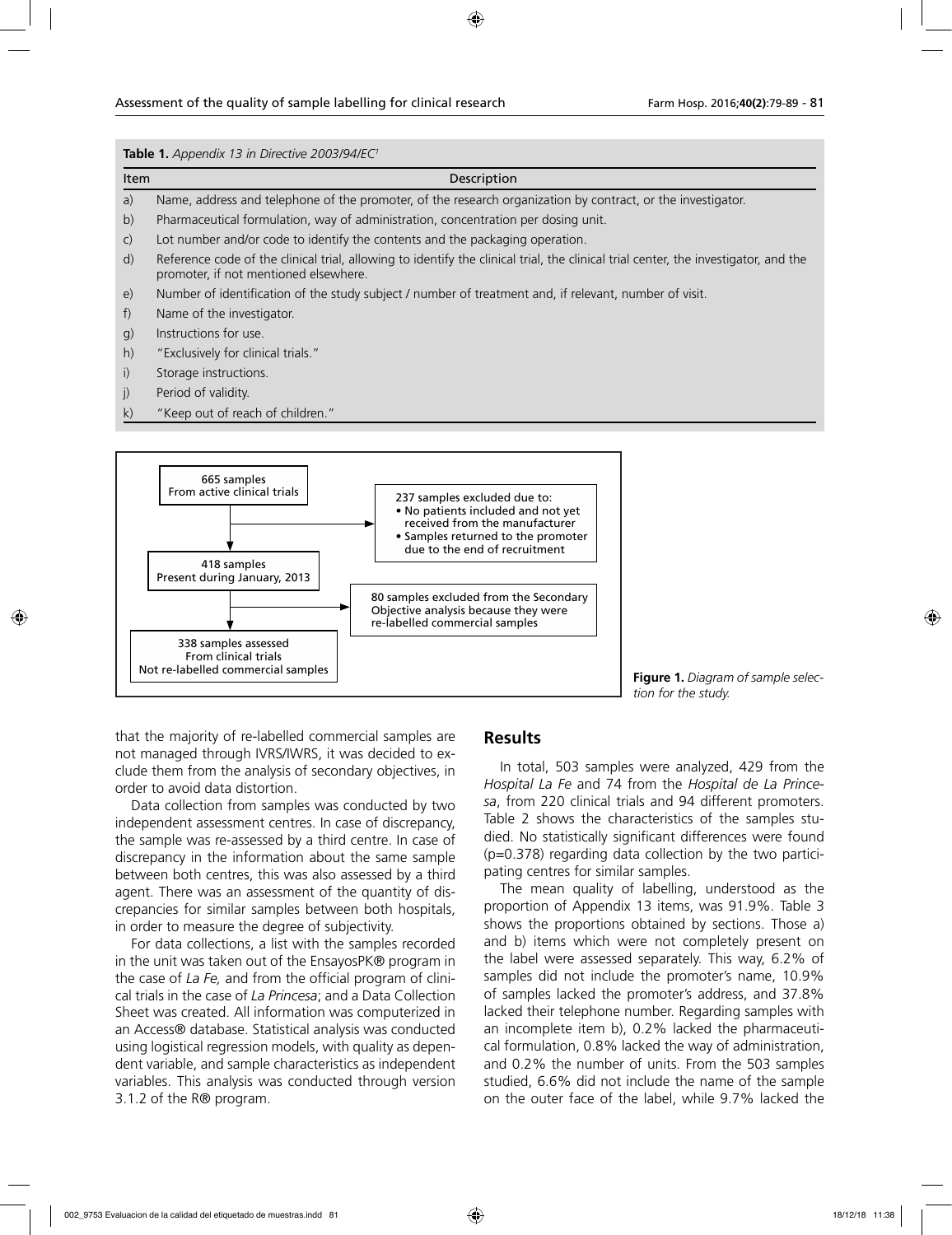**Table 1.** *Appendix 13 in Directive 2003/94/EC*[1]

| Item | Description |
|---|---|
| a) | Name, address and telephone of the promoter, of the research organization by contract, or the investigator. |
| b) | Pharmaceutical formulation, way of administration, concentration per dosing unit. |
| c) | Lot number and/or code to identify the contents and the packaging operation. |
| d) | Reference code of the clinical trial, allowing to identify the clinical trial, the clinical trial center, the investigator, and the promoter, if not mentioned elsewhere. |
| e) | Number of identification of the study subject / number of treatment and, if relevant, number of visit. |
| f) | Name of the investigator. |
| g) | Instructions for use. |
| h) | "Exclusively for clinical trials." |
| i) | Storage instructions. |
| j) | Period of validity. |
| k) | "Keep out of reach of children." |

665 samples
From active clinical trials

237 samples excluded due to:
- No patients included and not yet received from the manufacturer
- Samples returned to the promoter due to the end of recruitment

418 samples
Present during January, 2013

80 samples excluded from the Secondary Objective analysis because they were re-labelled commercial samples

338 samples assessed
From clinical trials
Not re-labelled commercial samples

**Figure 1.** *Diagram of sample selection for the study.*

that the majority of re-labelled commercial samples are not managed through IVRS/IWRS, it was decided to exclude them from the analysis of secondary objectives, in order to avoid data distortion.

Data collection from samples was conducted by two independent assessment centres. In case of discrepancy, the sample was re-assessed by a third centre. In case of discrepancy in the information about the same sample between both centres, this was also assessed by a third agent. There was an assessment of the quantity of discrepancies for similar samples between both hospitals, in order to measure the degree of subjectivity.

For data collections, a list with the samples recorded in the unit was taken out of the EnsayosPK® program in the case of *La Fe,* and from the official program of clinical trials in the case of *La Princesa*; and a Data Collection Sheet was created. All information was computerized in an Access® database. Statistical analysis was conducted using logistical regression models, with quality as dependent variable, and sample characteristics as independent variables. This analysis was conducted through version 3.1.2 of the R® program.

## Results

In total, 503 samples were analyzed, 429 from the *Hospital La Fe* and 74 from the *Hospital de La Princesa*, from 220 clinical trials and 94 different promoters. Table 2 shows the characteristics of the samples studied. No statistically significant differences were found (p=0.378) regarding data collection by the two participating centres for similar samples.

The mean quality of labelling, understood as the proportion of Appendix 13 items, was 91.9%. Table 3 shows the proportions obtained by sections. Those a) and b) items which were not completely present on the label were assessed separately. This way, 6.2% of samples did not include the promoter's name, 10.9% of samples lacked the promoter's address, and 37.8% lacked their telephone number. Regarding samples with an incomplete item b), 0.2% lacked the pharmaceutical formulation, 0.8% lacked the way of administration, and 0.2% the number of units. From the 503 samples studied, 6.6% did not include the name of the sample on the outer face of the label, while 9.7% lacked the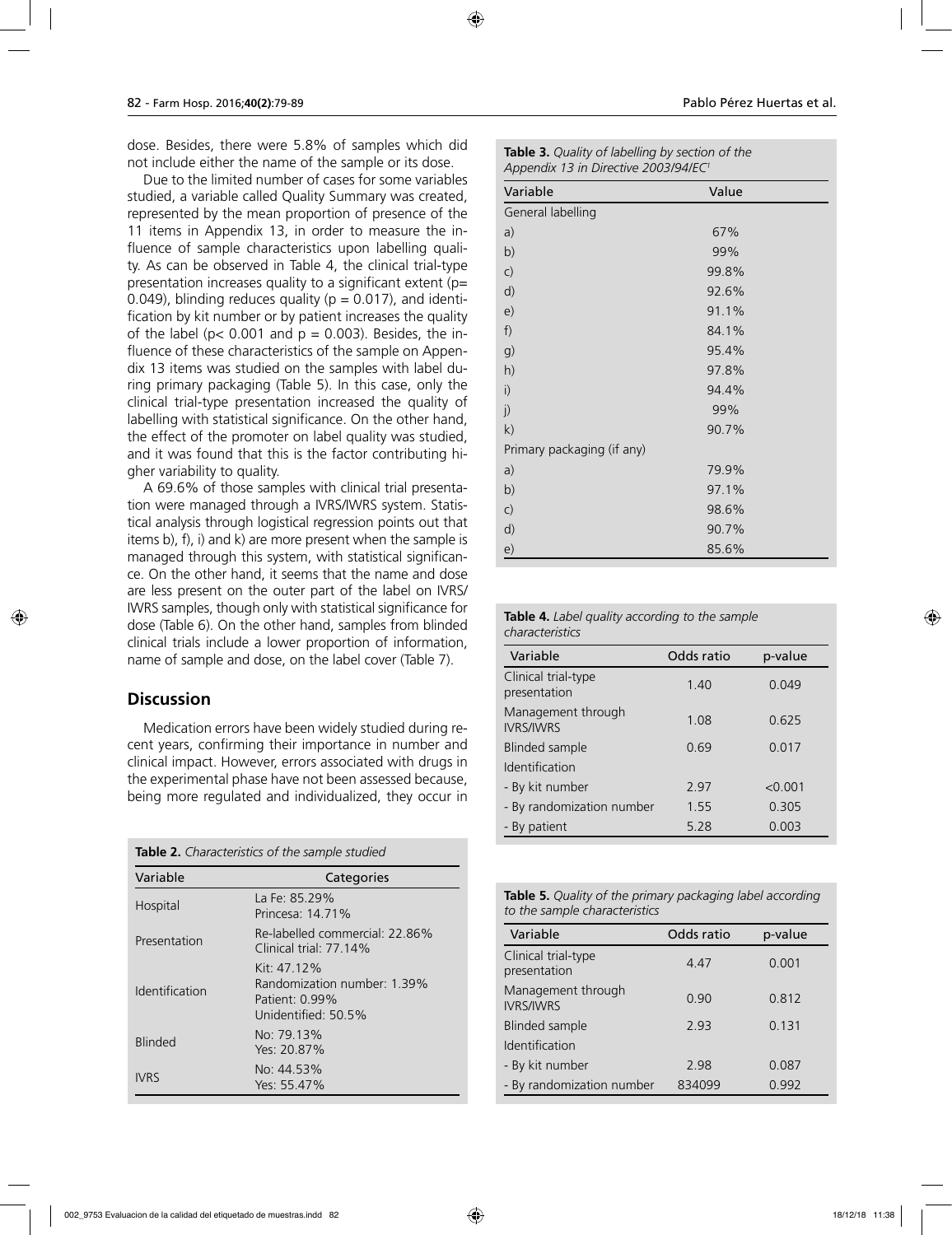dose. Besides, there were 5.8% of samples which did not include either the name of the sample or its dose.

Due to the limited number of cases for some variables studied, a variable called Quality Summary was created, represented by the mean proportion of presence of the 11 items in Appendix 13, in order to measure the influence of sample characteristics upon labelling quality. As can be observed in Table 4, the clinical trial-type presentation increases quality to a significant extent ($p = 0.049$), blinding reduces quality ($p = 0.017$), and identification by kit number or by patient increases the quality of the label ($p < 0.001$ and $p = 0.003$). Besides, the influence of these characteristics of the sample on Appendix 13 items was studied on the samples with label during primary packaging (Table 5). In this case, only the clinical trial-type presentation increased the quality of labelling with statistical significance. On the other hand, the effect of the promoter on label quality was studied, and it was found that this is the factor contributing higher variability to quality.

A 69.6% of those samples with clinical trial presentation were managed through a IVRS/IWRS system. Statistical analysis through logistical regression points out that items b), f), i) and k) are more present when the sample is managed through this system, with statistical significance. On the other hand, it seems that the name and dose are less present on the outer part of the label on IVRS/IWRS samples, though only with statistical significance for dose (Table 6). On the other hand, samples from blinded clinical trials include a lower proportion of information, name of sample and dose, on the label cover (Table 7).

## Discussion

Medication errors have been widely studied during recent years, confirming their importance in number and clinical impact. However, errors associated with drugs in the experimental phase have not been assessed because, being more regulated and individualized, they occur in

**Table 2.** *Characteristics of the sample studied*

| Variable | Categories |
|---|---|
| Hospital | La Fe: 85.29%<br>Princesa: 14.71% |
| Presentation | Re-labelled commercial: 22.86%<br>Clinical trial: 77.14% |
| Identification | Kit: 47.12%<br>Randomization number: 1.39%<br>Patient: 0.99%<br>Unidentified: 50.5% |
| Blinded | No: 79.13%<br>Yes: 20.87% |
| IVRS | No: 44.53%<br>Yes: 55.47% |

**Table 3.** *Quality of labelling by section of the Appendix 13 in Directive 2003/94/EC*[1]

| Variable | Value |
|---|---|
| General labelling | |
| a) | 67% |
| b) | 99% |
| c) | 99.8% |
| d) | 92.6% |
| e) | 91.1% |
| f) | 84.1% |
| g) | 95.4% |
| h) | 97.8% |
| i) | 94.4% |
| j) | 99% |
| k) | 90.7% |
| Primary packaging (if any) | |
| a) | 79.9% |
| b) | 97.1% |
| c) | 98.6% |
| d) | 90.7% |
| e) | 85.6% |

**Table 4.** *Label quality according to the sample characteristics*

| Variable | Odds ratio | p-value |
|---|---|---|
| Clinical trial-type presentation | 1.40 | 0.049 |
| Management through IVRS/IWRS | 1.08 | 0.625 |
| Blinded sample | 0.69 | 0.017 |
| Identification | | |
| - By kit number | 2.97 | <0.001 |
| - By randomization number | 1.55 | 0.305 |
| - By patient | 5.28 | 0.003 |

**Table 5.** *Quality of the primary packaging label according to the sample characteristics*

| Variable | Odds ratio | p-value |
|---|---|---|
| Clinical trial-type presentation | 4.47 | 0.001 |
| Management through IVRS/IWRS | 0.90 | 0.812 |
| Blinded sample | 2.93 | 0.131 |
| Identification | | |
| - By kit number | 2.98 | 0.087 |
| - By randomization number | 834099 | 0.992 |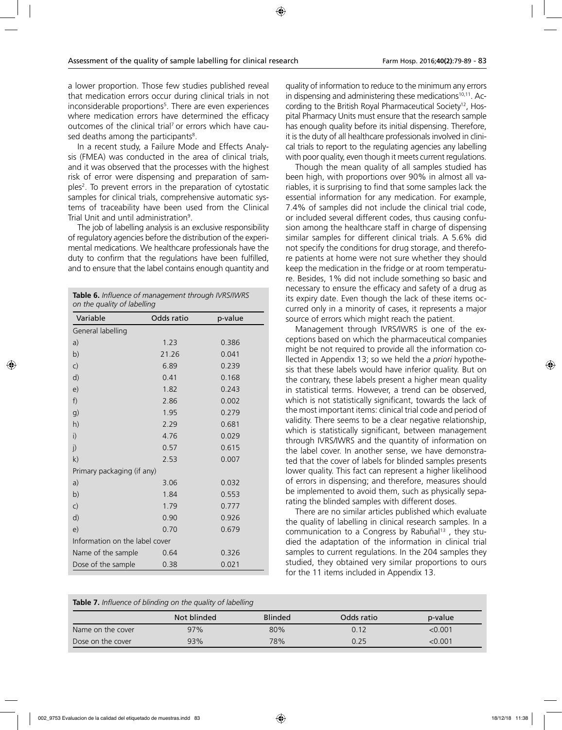a lower proportion. Those few studies published reveal that medication errors occur during clinical trials in not inconsiderable proportions[5]. There are even experiences where medication errors have determined the efficacy outcomes of the clinical trial[7] or errors which have caused deaths among the participants[8].

In a recent study, a Failure Mode and Effects Analysis (FMEA) was conducted in the area of clinical trials, and it was observed that the processes with the highest risk of error were dispensing and preparation of samples[2]. To prevent errors in the preparation of cytostatic samples for clinical trials, comprehensive automatic systems of traceability have been used from the Clinical Trial Unit and until administration[9].

The job of labelling analysis is an exclusive responsibility of regulatory agencies before the distribution of the experimental medications. We healthcare professionals have the duty to confirm that the regulations have been fulfilled, and to ensure that the label contains enough quantity and quality of information to reduce to the minimum any errors in dispensing and administering these medications[10,11]. According to the British Royal Pharmaceutical Society[12], Hospital Pharmacy Units must ensure that the research sample has enough quality before its initial dispensing. Therefore, it is the duty of all healthcare professionals involved in clinical trials to report to the regulating agencies any labelling with poor quality, even though it meets current regulations.

**Table 6.** *Influence of management through IVRS/IWRS on the quality of labelling*

| Variable | Odds ratio | p-value |
|---|---|---|
| General labelling | | |
| a) | 1.23 | 0.386 |
| b) | 21.26 | 0.041 |
| c) | 6.89 | 0.239 |
| d) | 0.41 | 0.168 |
| e) | 1.82 | 0.243 |
| f) | 2.86 | 0.002 |
| g) | 1.95 | 0.279 |
| h) | 2.29 | 0.681 |
| i) | 4.76 | 0.029 |
| j) | 0.57 | 0.615 |
| k) | 2.53 | 0.007 |
| Primary packaging (if any) | | |
| a) | 3.06 | 0.032 |
| b) | 1.84 | 0.553 |
| c) | 1.79 | 0.777 |
| d) | 0.90 | 0.926 |
| e) | 0.70 | 0.679 |
| Information on the label cover | | |
| Name of the sample | 0.64 | 0.326 |
| Dose of the sample | 0.38 | 0.021 |

Though the mean quality of all samples studied has been high, with proportions over 90% in almost all variables, it is surprising to find that some samples lack the essential information for any medication. For example, 7.4% of samples did not include the clinical trial code, or included several different codes, thus causing confusion among the healthcare staff in charge of dispensing similar samples for different clinical trials. A 5.6% did not specify the conditions for drug storage, and therefore patients at home were not sure whether they should keep the medication in the fridge or at room temperature. Besides, 1% did not include something so basic and necessary to ensure the efficacy and safety of a drug as its expiry date. Even though the lack of these items occurred only in a minority of cases, it represents a major source of errors which might reach the patient.

Management through IVRS/IWRS is one of the exceptions based on which the pharmaceutical companies might be not required to provide all the information collected in Appendix 13; so we held the *a priori* hypothesis that these labels would have inferior quality. But on the contrary, these labels present a higher mean quality in statistical terms. However, a trend can be observed, which is not statistically significant, towards the lack of the most important items: clinical trial code and period of validity. There seems to be a clear negative relationship, which is statistically significant, between management through IVRS/IWRS and the quantity of information on the label cover. In another sense, we have demonstrated that the cover of labels for blinded samples presents lower quality. This fact can represent a higher likelihood of errors in dispensing; and therefore, measures should be implemented to avoid them, such as physically separating the blinded samples with different doses.

There are no similar articles published which evaluate the quality of labelling in clinical research samples. In a communication to a Congress by Rabuñal[13], they studied the adaptation of the information in clinical trial samples to current regulations. In the 204 samples they studied, they obtained very similar proportions to ours for the 11 items included in Appendix 13.

**Table 7.** *Influence of blinding on the quality of labelling*

| | Not blinded | Blinded | Odds ratio | p-value |
|---|---|---|---|---|
| Name on the cover | 97% | 80% | 0.12 | <0.001 |
| Dose on the cover | 93% | 78% | 0.25 | <0.001 |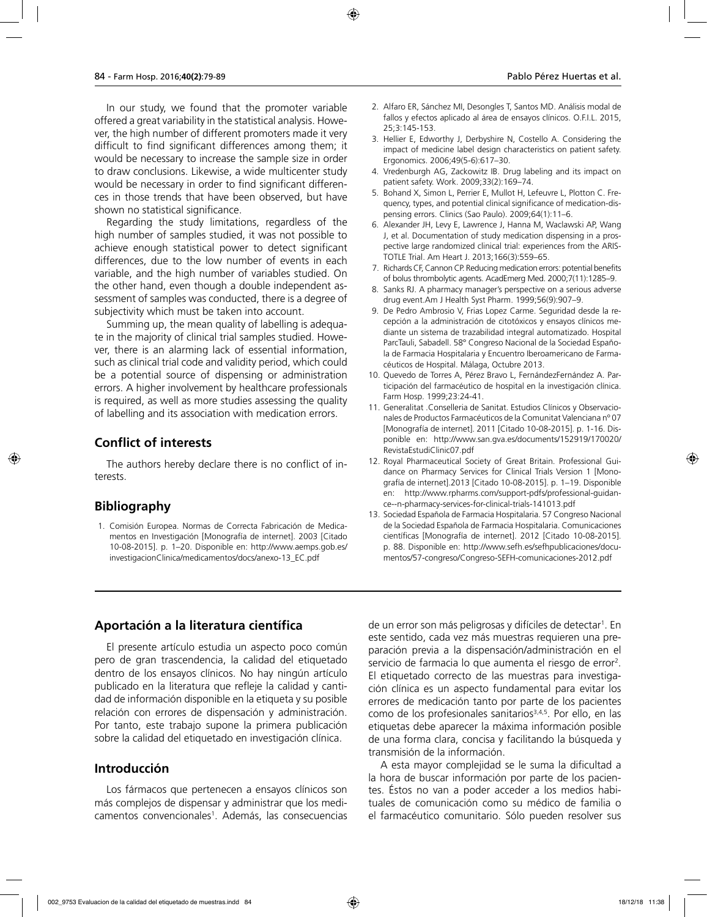In our study, we found that the promoter variable offered a great variability in the statistical analysis. However, the high number of different promoters made it very difficult to find significant differences among them; it would be necessary to increase the sample size in order to draw conclusions. Likewise, a wide multicenter study would be necessary in order to find significant differences in those trends that have been observed, but have shown no statistical significance.

Regarding the study limitations, regardless of the high number of samples studied, it was not possible to achieve enough statistical power to detect significant differences, due to the low number of events in each variable, and the high number of variables studied. On the other hand, even though a double independent assessment of samples was conducted, there is a degree of subjectivity which must be taken into account.

Summing up, the mean quality of labelling is adequate in the majority of clinical trial samples studied. However, there is an alarming lack of essential information, such as clinical trial code and validity period, which could be a potential source of dispensing or administration errors. A higher involvement by healthcare professionals is required, as well as more studies assessing the quality of labelling and its association with medication errors.

## Conflict of interests

The authors hereby declare there is no conflict of interests.

## Bibliography

1. Comisión Europea. Normas de Correcta Fabricación de Medicamentos en Investigación [Monografía de internet]. 2003 [Citado 10-08-2015]. p. 1–20. Disponible en: http://www.aemps.gob.es/investigacionClinica/medicamentos/docs/anexo-13_EC.pdf
2. Alfaro ER, Sánchez MI, Desongles T, Santos MD. Análisis modal de fallos y efectos aplicado al área de ensayos clínicos. O.F.I.L. 2015, 25;3:145-153.
3. Hellier E, Edworthy J, Derbyshire N, Costello A. Considering the impact of medicine label design characteristics on patient safety. Ergonomics. 2006;49(5-6):617–30.
4. Vredenburgh AG, Zackowitz IB. Drug labeling and its impact on patient safety. Work. 2009;33(2):169–74.
5. Bohand X, Simon L, Perrier E, Mullot H, Lefeuvre L, Plotton C. Frequency, types, and potential clinical significance of medication-dispensing errors. Clinics (Sao Paulo). 2009;64(1):11–6.
6. Alexander JH, Levy E, Lawrence J, Hanna M, Waclawski AP, Wang J, et al. Documentation of study medication dispensing in a prospective large randomized clinical trial: experiences from the ARISTOTLE Trial. Am Heart J. 2013;166(3):559–65.
7. Richards CF, Cannon CP. Reducing medication errors: potential benefits of bolus thrombolytic agents. AcadEmerg Med. 2000;7(11):1285–9.
8. Sanks RJ. A pharmacy manager's perspective on a serious adverse drug event.Am J Health Syst Pharm. 1999;56(9):907–9.
9. De Pedro Ambrosio V, Frias Lopez Carme. Seguridad desde la recepción a la administración de citotóxicos y ensayos clínicos mediante un sistema de trazabilidad integral automatizado. Hospital ParcTauli, Sabadell. 58° Congreso Nacional de la Sociedad Española de Farmacia Hospitalaria y Encuentro Iberoamericano de Farmacéuticos de Hospital. Málaga, Octubre 2013.
10. Quevedo de Torres A, Pérez Bravo L, FernándezFernández A. Participación del farmacéutico de hospital en la investigación clínica. Farm Hosp. 1999;23:24-41.
11. Generalitat .Conselleria de Sanitat. Estudios Clínicos y Observacionales de Productos Farmacéuticos de la Comunitat Valenciana nº 07 [Monografía de internet]. 2011 [Citado 10-08-2015]. p. 1-16. Disponible en: http://www.san.gva.es/documents/152919/170020/RevistaEstudiClinic07.pdf
12. Royal Pharmaceutical Society of Great Britain. Professional Guidance on Pharmacy Services for Clinical Trials Version 1 [Monografía de internet].2013 [Citado 10-08-2015]. p. 1–19. Disponible en: http://www.rpharms.com/support-pdfs/professional-guidance--n-pharmacy-services-for-clinical-trials-141013.pdf
13. Sociedad Española de Farmacia Hospitalaria. 57 Congreso Nacional de la Sociedad Española de Farmacia Hospitalaria. Comunicaciones científicas [Monografía de internet]. 2012 [Citado 10-08-2015]. p. 88. Disponible en: http://www.sefh.es/sefhpublicaciones/documentos/57-congreso/Congreso-SEFH-comunicaciones-2012.pdf

## Aportación a la literatura científica

El presente artículo estudia un aspecto poco común pero de gran trascendencia, la calidad del etiquetado dentro de los ensayos clínicos. No hay ningún artículo publicado en la literatura que refleje la calidad y cantidad de información disponible en la etiqueta y su posible relación con errores de dispensación y administración. Por tanto, este trabajo supone la primera publicación sobre la calidad del etiquetado en investigación clínica.

## Introducción

Los fármacos que pertenecen a ensayos clínicos son más complejos de dispensar y administrar que los medicamentos convencionales[1]. Además, las consecuencias de un error son más peligrosas y difíciles de detectar[1]. En este sentido, cada vez más muestras requieren una preparación previa a la dispensación/administración en el servicio de farmacia lo que aumenta el riesgo de error[2]. El etiquetado correcto de las muestras para investigación clínica es un aspecto fundamental para evitar los errores de medicación tanto por parte de los pacientes como de los profesionales sanitarios[3,4,5]. Por ello, en las etiquetas debe aparecer la máxima información posible de una forma clara, concisa y facilitando la búsqueda y transmisión de la información.

A esta mayor complejidad se le suma la dificultad a la hora de buscar información por parte de los pacientes. Éstos no van a poder acceder a los medios habituales de comunicación como su médico de familia o el farmacéutico comunitario. Sólo pueden resolver sus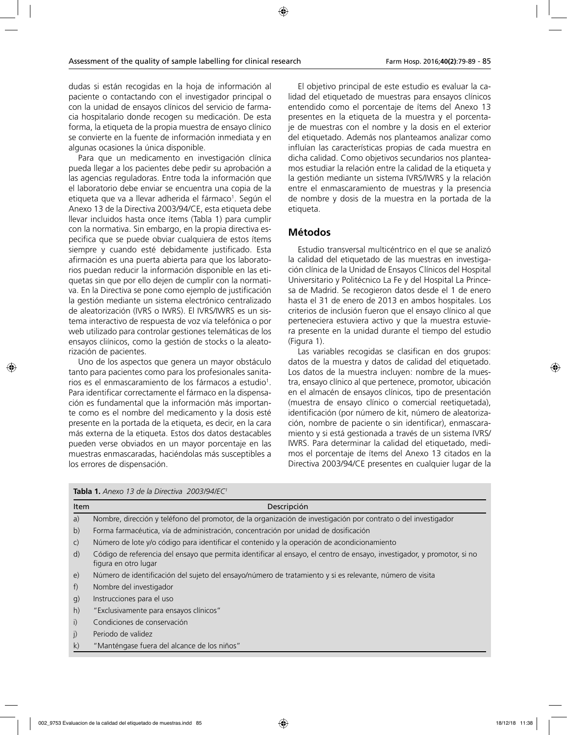dudas si están recogidas en la hoja de información al paciente o contactando con el investigador principal o con la unidad de ensayos clínicos del servicio de farmacia hospitalario donde recogen su medicación. De esta forma, la etiqueta de la propia muestra de ensayo clínico se convierte en la fuente de información inmediata y en algunas ocasiones la única disponible.

Para que un medicamento en investigación clínica pueda llegar a los pacientes debe pedir su aprobación a las agencias reguladoras. Entre toda la información que el laboratorio debe enviar se encuentra una copia de la etiqueta que va a llevar adherida el fármaco[1]. Según el Anexo 13 de la Directiva 2003/94/CE, esta etiqueta debe llevar incluidos hasta once ítems (Tabla 1) para cumplir con la normativa. Sin embargo, en la propia directiva especifica que se puede obviar cualquiera de estos ítems siempre y cuando esté debidamente justificado. Esta afirmación es una puerta abierta para que los laboratorios puedan reducir la información disponible en las etiquetas sin que por ello dejen de cumplir con la normativa. En la Directiva se pone como ejemplo de justificación la gestión mediante un sistema electrónico centralizado de aleatorización (IVRS o IWRS). El IVRS/IWRS es un sistema interactivo de respuesta de voz vía telefónica o por web utilizado para controlar gestiones telemáticas de los ensayos cliínicos, como la gestión de stocks o la aleatorización de pacientes.

Uno de los aspectos que genera un mayor obstáculo tanto para pacientes como para los profesionales sanitarios es el enmascaramiento de los fármacos a estudio[1]. Para identificar correctamente el fármaco en la dispensación es fundamental que la información más importante como es el nombre del medicamento y la dosis esté presente en la portada de la etiqueta, es decir, en la cara más externa de la etiqueta. Estos dos datos destacables pueden verse obviados en un mayor porcentaje en las muestras enmascaradas, haciéndolas más susceptibles a los errores de dispensación.

El objetivo principal de este estudio es evaluar la calidad del etiquetado de muestras para ensayos clínicos entendido como el porcentaje de ítems del Anexo 13 presentes en la etiqueta de la muestra y el porcentaje de muestras con el nombre y la dosis en el exterior del etiquetado. Además nos planteamos analizar como influían las características propias de cada muestra en dicha calidad. Como objetivos secundarios nos planteamos estudiar la relación entre la calidad de la etiqueta y la gestión mediante un sistema IVRS/IWRS y la relación entre el enmascaramiento de muestras y la presencia de nombre y dosis de la muestra en la portada de la etiqueta.

## Métodos

Estudio transversal multicéntrico en el que se analizó la calidad del etiquetado de las muestras en investigación clínica de la Unidad de Ensayos Clínicos del Hospital Universitario y Politécnico La Fe y del Hospital La Princesa de Madrid. Se recogieron datos desde el 1 de enero hasta el 31 de enero de 2013 en ambos hospitales. Los criterios de inclusión fueron que el ensayo clínico al que perteneciera estuviera activo y que la muestra estuviera presente en la unidad durante el tiempo del estudio (Figura 1).

Las variables recogidas se clasifican en dos grupos: datos de la muestra y datos de calidad del etiquetado. Los datos de la muestra incluyen: nombre de la muestra, ensayo clínico al que pertenece, promotor, ubicación en el almacén de ensayos clínicos, tipo de presentación (muestra de ensayo clínico o comercial reetiquetada), identificación (por número de kit, número de aleatorización, nombre de paciente o sin identificar), enmascaramiento y si está gestionada a través de un sistema IVRS/IWRS. Para determinar la calidad del etiquetado, medimos el porcentaje de ítems del Anexo 13 citados en la Directiva 2003/94/CE presentes en cualquier lugar de la

**Tabla 1.** *Anexo 13 de la Directiva 2003/94/EC*[1]

| Item | Descripción |
|---|---|
| a) | Nombre, dirección y teléfono del promotor, de la organización de investigación por contrato o del investigador |
| b) | Forma farmacéutica, vía de administración, concentración por unidad de dosificación |
| c) | Número de lote y/o código para identificar el contenido y la operación de acondicionamiento |
| d) | Código de referencia del ensayo que permita identificar al ensayo, el centro de ensayo, investigador, y promotor, si no figura en otro lugar |
| e) | Número de identificación del sujeto del ensayo/número de tratamiento y si es relevante, número de visita |
| f) | Nombre del investigador |
| g) | Instrucciones para el uso |
| h) | "Exclusivamente para ensayos clínicos" |
| i) | Condiciones de conservación |
| j) | Periodo de validez |
| k) | "Manténgase fuera del alcance de los niños" |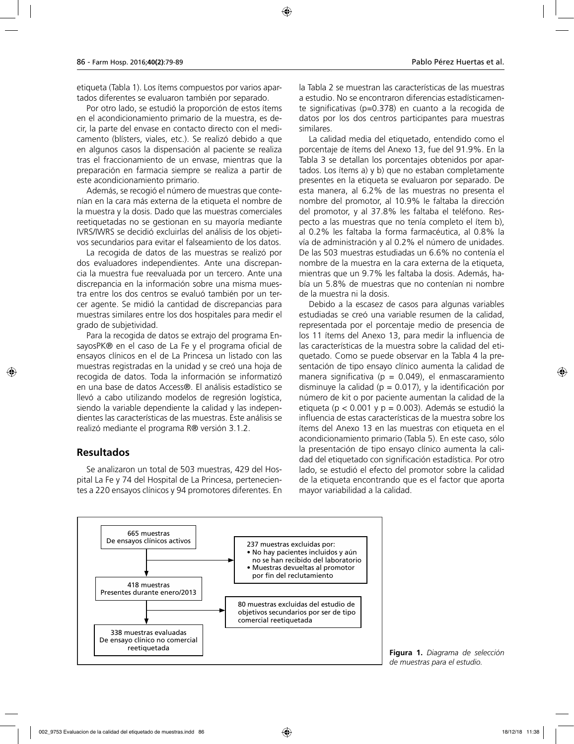etiqueta (Tabla 1). Los ítems compuestos por varios apartados diferentes se evaluaron también por separado.

Por otro lado, se estudió la proporción de estos ítems en el acondicionamiento primario de la muestra, es decir, la parte del envase en contacto directo con el medicamento (blísters, viales, etc.). Se realizó debido a que en algunos casos la dispensación al paciente se realiza tras el fraccionamiento de un envase, mientras que la preparación en farmacia siempre se realiza a partir de este acondicionamiento primario.

Además, se recogió el número de muestras que contenían en la cara más externa de la etiqueta el nombre de la muestra y la dosis. Dado que las muestras comerciales reetiquetadas no se gestionan en su mayoría mediante IVRS/IWRS se decidió excluirlas del análisis de los objetivos secundarios para evitar el falseamiento de los datos.

La recogida de datos de las muestras se realizó por dos evaluadores independientes. Ante una discrepancia la muestra fue reevaluada por un tercero. Ante una discrepancia en la información sobre una misma muestra entre los dos centros se evaluó también por un tercer agente. Se midió la cantidad de discrepancias para muestras similares entre los dos hospitales para medir el grado de subjetividad.

Para la recogida de datos se extrajo del programa EnsayosPK® en el caso de La Fe y el programa oficial de ensayos clínicos en el de La Princesa un listado con las muestras registradas en la unidad y se creó una hoja de recogida de datos. Toda la información se informatizó en una base de datos Access®. El análisis estadístico se llevó a cabo utilizando modelos de regresión logística, siendo la variable dependiente la calidad y las independientes las características de las muestras. Este análisis se realizó mediante el programa R® versión 3.1.2.

## Resultados

Se analizaron un total de 503 muestras, 429 del Hospital La Fe y 74 del Hospital de La Princesa, pertenecientes a 220 ensayos clínicos y 94 promotores diferentes. En la Tabla 2 se muestran las características de las muestras a estudio. No se encontraron diferencias estadísticamente significativas (p=0.378) en cuanto a la recogida de datos por los dos centros participantes para muestras similares.

La calidad media del etiquetado, entendido como el porcentaje de ítems del Anexo 13, fue del 91.9%. En la Tabla 3 se detallan los porcentajes obtenidos por apartados. Los ítems a) y b) que no estaban completamente presentes en la etiqueta se evaluaron por separado. De esta manera, al 6.2% de las muestras no presenta el nombre del promotor, al 10.9% le faltaba la dirección del promotor, y al 37.8% les faltaba el teléfono. Respecto a las muestras que no tenía completo el ítem b), al 0.2% les faltaba la forma farmacéutica, al 0.8% la vía de administración y al 0.2% el número de unidades. De las 503 muestras estudiadas un 6.6% no contenía el nombre de la muestra en la cara externa de la etiqueta, mientras que un 9.7% les faltaba la dosis. Además, había un 5.8% de muestras que no contenían ni nombre de la muestra ni la dosis.

Debido a la escasez de casos para algunas variables estudiadas se creó una variable resumen de la calidad, representada por el porcentaje medio de presencia de los 11 ítems del Anexo 13, para medir la influencia de las características de la muestra sobre la calidad del etiquetado. Como se puede observar en la Tabla 4 la presentación de tipo ensayo clínico aumenta la calidad de manera significativa ($p = 0.049$), el enmascaramiento disminuye la calidad ($p = 0.017$), y la identificación por número de kit o por paciente aumentan la calidad de la etiqueta ($p < 0.001$ y $p = 0.003$). Además se estudió la influencia de estas características de la muestra sobre los ítems del Anexo 13 en las muestras con etiqueta en el acondicionamiento primario (Tabla 5). En este caso, sólo la presentación de tipo ensayo clínico aumenta la calidad del etiquetado con significación estadística. Por otro lado, se estudió el efecto del promotor sobre la calidad de la etiqueta encontrando que es el factor que aporta mayor variabilidad a la calidad.

665 muestras
De ensayos clínicos activos

237 muestras excluidas por:
- No hay pacientes incluidos y aún no se han recibido del laboratorio
- Muestras devueltas al promotor por fin del reclutamiento

418 muestras
Presentes durante enero/2013

80 muestras excluidas del estudio de objetivos secundarios por ser de tipo comercial reetiquetada

338 muestras evaluadas
De ensayo clínico no comercial reetiquetada

**Figura 1.** *Diagrama de selección de muestras para el estudio.*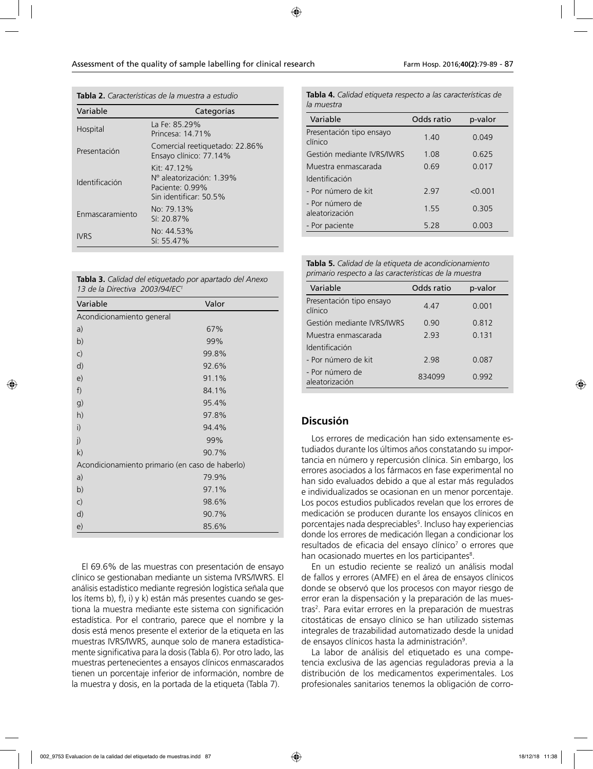**Tabla 2.** *Características de la muestra a estudio*

| Variable | Categorías |
|---|---|
| Hospital | La Fe: 85.29%<br>Princesa: 14.71% |
| Presentación | Comercial reetiquetado: 22.86%<br>Ensayo clínico: 77.14% |
| Identificación | Kit: 47.12%<br>Nº aleatorización: 1.39%<br>Paciente: 0.99%<br>Sin identificar: 50.5% |
| Enmascaramiento | No: 79.13%<br>Sí: 20.87% |
| IVRS | No: 44.53%<br>Sí: 55.47% |

**Tabla 3.** *Calidad del etiquetado por apartado del Anexo 13 de la Directiva 2003/94/EC*[1]

| Variable | Valor |
|---|---|
| Acondicionamiento general | |
| a) | 67% |
| b) | 99% |
| c) | 99.8% |
| d) | 92.6% |
| e) | 91.1% |
| f) | 84.1% |
| g) | 95.4% |
| h) | 97.8% |
| i) | 94.4% |
| j) | 99% |
| k) | 90.7% |
| Acondicionamiento primario (en caso de haberlo) | |
| a) | 79.9% |
| b) | 97.1% |
| c) | 98.6% |
| d) | 90.7% |
| e) | 85.6% |

El 69.6% de las muestras con presentación de ensayo clínico se gestionaban mediante un sistema IVRS/IWRS. El análisis estadístico mediante regresión logística señala que los ítems b), f), i) y k) están más presentes cuando se gestiona la muestra mediante este sistema con significación estadística. Por el contrario, parece que el nombre y la dosis está menos presente el exterior de la etiqueta en las muestras IVRS/IWRS, aunque solo de manera estadísticamente significativa para la dosis (Tabla 6). Por otro lado, las muestras pertenecientes a ensayos clínicos enmascarados tienen un porcentaje inferior de información, nombre de la muestra y dosis, en la portada de la etiqueta (Tabla 7).

**Tabla 4.** *Calidad etiqueta respecto a las características de la muestra*

| Variable | Odds ratio | p-valor |
|---|---|---|
| Presentación tipo ensayo clínico | 1.40 | 0.049 |
| Gestión mediante IVRS/IWRS | 1.08 | 0.625 |
| Muestra enmascarada | 0.69 | 0.017 |
| Identificación | | |
| - Por número de kit | 2.97 | <0.001 |
| - Por número de aleatorización | 1.55 | 0.305 |
| - Por paciente | 5.28 | 0.003 |

**Tabla 5.** *Calidad de la etiqueta de acondicionamiento primario respecto a las características de la muestra*

| Variable | Odds ratio | p-valor |
|---|---|---|
| Presentación tipo ensayo clínico | 4.47 | 0.001 |
| Gestión mediante IVRS/IWRS | 0.90 | 0.812 |
| Muestra enmascarada | 2.93 | 0.131 |
| Identificación | | |
| - Por número de kit | 2.98 | 0.087 |
| - Por número de aleatorización | 834099 | 0.992 |

## Discusión

Los errores de medicación han sido extensamente estudiados durante los últimos años constatando su importancia en número y repercusión clínica. Sin embargo, los errores asociados a los fármacos en fase experimental no han sido evaluados debido a que al estar más regulados e individualizados se ocasionan en un menor porcentaje. Los pocos estudios publicados revelan que los errores de medicación se producen durante los ensayos clínicos en porcentajes nada despreciables[5]. Incluso hay experiencias donde los errores de medicación llegan a condicionar los resultados de eficacia del ensayo clínico[7] o errores que han ocasionado muertes en los participantes[8].

En un estudio reciente se realizó un análisis modal de fallos y errores (AMFE) en el área de ensayos clínicos donde se observó que los procesos con mayor riesgo de error eran la dispensación y la preparación de las muestras[2]. Para evitar errores en la preparación de muestras citostáticas de ensayo clínico se han utilizado sistemas integrales de trazabilidad automatizado desde la unidad de ensayos clínicos hasta la administración[9].

La labor de análisis del etiquetado es una competencia exclusiva de las agencias reguladoras previa a la distribución de los medicamentos experimentales. Los profesionales sanitarios tenemos la obligación de corro-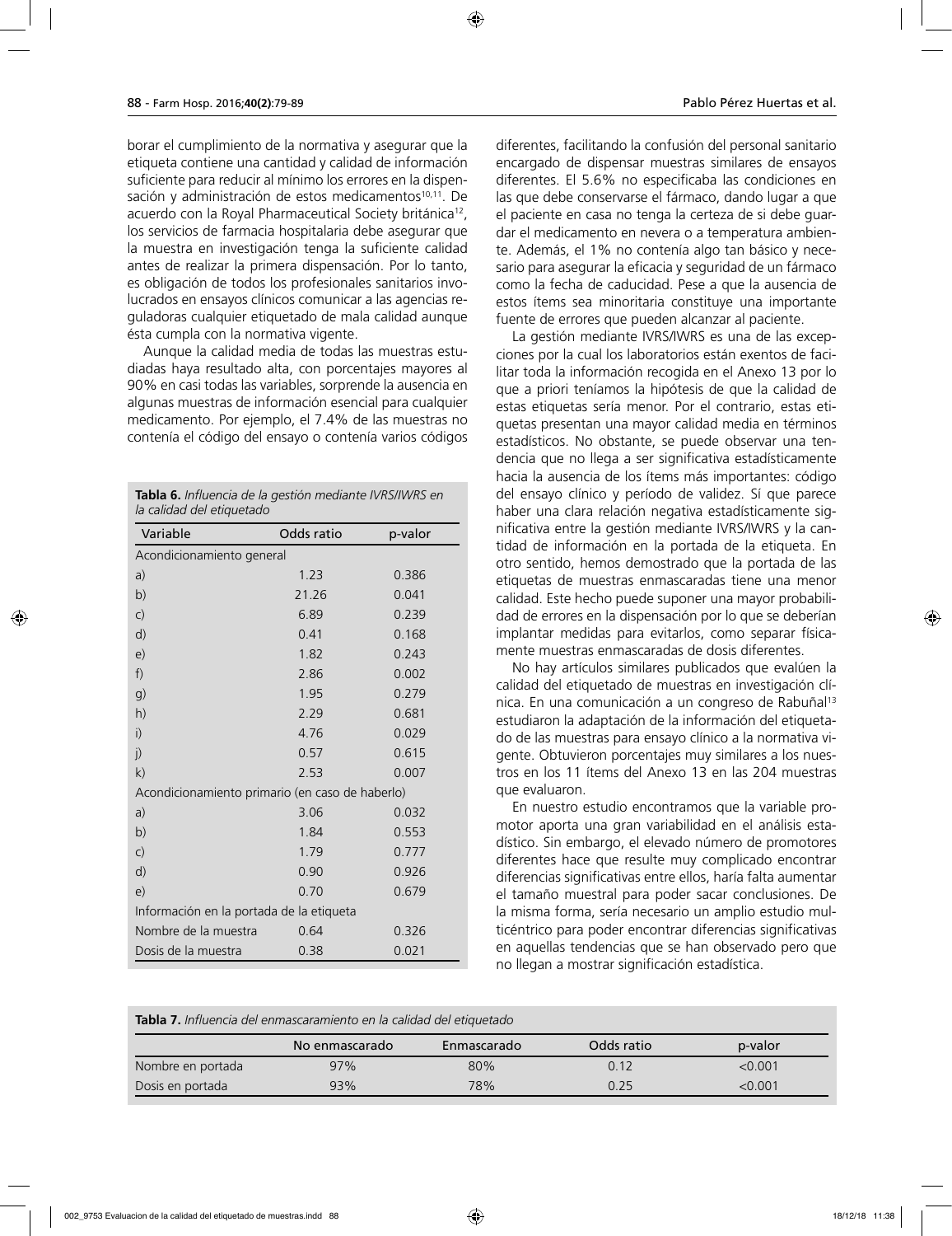borar el cumplimiento de la normativa y asegurar que la etiqueta contiene una cantidad y calidad de información suficiente para reducir al mínimo los errores en la dispensación y administración de estos medicamentos[10,11]. De acuerdo con la Royal Pharmaceutical Society británica[12], los servicios de farmacia hospitalaria debe asegurar que la muestra en investigación tenga la suficiente calidad antes de realizar la primera dispensación. Por lo tanto, es obligación de todos los profesionales sanitarios involucrados en ensayos clínicos comunicar a las agencias reguladoras cualquier etiquetado de mala calidad aunque ésta cumpla con la normativa vigente.

Aunque la calidad media de todas las muestras estudiadas haya resultado alta, con porcentajes mayores al 90% en casi todas las variables, sorprende la ausencia en algunas muestras de información esencial para cualquier medicamento. Por ejemplo, el 7.4% de las muestras no contenía el código del ensayo o contenía varios códigos diferentes, facilitando la confusión del personal sanitario encargado de dispensar muestras similares de ensayos diferentes. El 5.6% no especificaba las condiciones en las que debe conservarse el fármaco, dando lugar a que el paciente en casa no tenga la certeza de si debe guardar el medicamento en nevera o a temperatura ambiente. Además, el 1% no contenía algo tan básico y necesario para asegurar la eficacia y seguridad de un fármaco como la fecha de caducidad. Pese a que la ausencia de estos ítems sea minoritaria constituye una importante fuente de errores que pueden alcanzar al paciente.

**Tabla 6.** *Influencia de la gestión mediante IVRS/IWRS en la calidad del etiquetado*

| Variable | Odds ratio | p-valor |
|---|---|---|
| Acondicionamiento general | | |
| a) | 1.23 | 0.386 |
| b) | 21.26 | 0.041 |
| c) | 6.89 | 0.239 |
| d) | 0.41 | 0.168 |
| e) | 1.82 | 0.243 |
| f) | 2.86 | 0.002 |
| g) | 1.95 | 0.279 |
| h) | 2.29 | 0.681 |
| i) | 4.76 | 0.029 |
| j) | 0.57 | 0.615 |
| k) | 2.53 | 0.007 |
| Acondicionamiento primario (en caso de haberlo) | | |
| a) | 3.06 | 0.032 |
| b) | 1.84 | 0.553 |
| c) | 1.79 | 0.777 |
| d) | 0.90 | 0.926 |
| e) | 0.70 | 0.679 |
| Información en la portada de la etiqueta | | |
| Nombre de la muestra | 0.64 | 0.326 |
| Dosis de la muestra | 0.38 | 0.021 |

La gestión mediante IVRS/IWRS es una de las excepciones por la cual los laboratorios están exentos de facilitar toda la información recogida en el Anexo 13 por lo que a priori teníamos la hipótesis de que la calidad de estas etiquetas sería menor. Por el contrario, estas etiquetas presentan una mayor calidad media en términos estadísticos. No obstante, se puede observar una tendencia que no llega a ser significativa estadísticamente hacia la ausencia de los ítems más importantes: código del ensayo clínico y período de validez. Sí que parece haber una clara relación negativa estadísticamente significativa entre la gestión mediante IVRS/IWRS y la cantidad de información en la portada de la etiqueta. En otro sentido, hemos demostrado que la portada de las etiquetas de muestras enmascaradas tiene una menor calidad. Este hecho puede suponer una mayor probabilidad de errores en la dispensación por lo que se deberían implantar medidas para evitarlos, como separar físicamente muestras enmascaradas de dosis diferentes.

No hay artículos similares publicados que evalúen la calidad del etiquetado de muestras en investigación clínica. En una comunicación a un congreso de Rabuñal[13] estudiaron la adaptación de la información del etiquetado de las muestras para ensayo clínico a la normativa vigente. Obtuvieron porcentajes muy similares a los nuestros en los 11 ítems del Anexo 13 en las 204 muestras que evaluaron.

En nuestro estudio encontramos que la variable promotor aporta una gran variabilidad en el análisis estadístico. Sin embargo, el elevado número de promotores diferentes hace que resulte muy complicado encontrar diferencias significativas entre ellos, haría falta aumentar el tamaño muestral para poder sacar conclusiones. De la misma forma, sería necesario un amplio estudio multicéntrico para poder encontrar diferencias significativas en aquellas tendencias que se han observado pero que no llegan a mostrar significación estadística.

**Tabla 7.** *Influencia del enmascaramiento en la calidad del etiquetado*

| | No enmascarado | Enmascarado | Odds ratio | p-valor |
|---|---|---|---|---|
| Nombre en portada | 97% | 80% | 0.12 | <0.001 |
| Dosis en portada | 93% | 78% | 0.25 | <0.001 |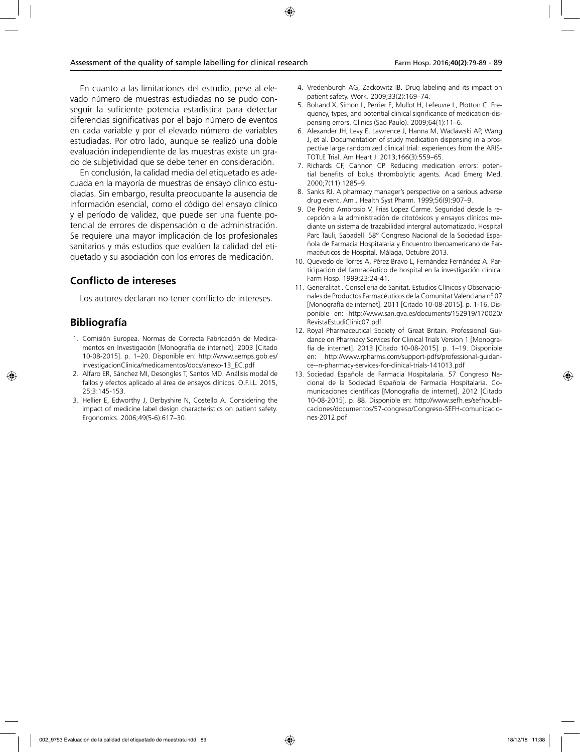En cuanto a las limitaciones del estudio, pese al elevado número de muestras estudiadas no se pudo conseguir la suficiente potencia estadística para detectar diferencias significativas por el bajo número de eventos en cada variable y por el elevado número de variables estudiadas. Por otro lado, aunque se realizó una doble evaluación independiente de las muestras existe un grado de subjetividad que se debe tener en consideración.

En conclusión, la calidad media del etiquetado es adecuada en la mayoría de muestras de ensayo clínico estudiadas. Sin embargo, resulta preocupante la ausencia de información esencial, como el código del ensayo clínico y el período de validez, que puede ser una fuente potencial de errores de dispensación o de administración. Se requiere una mayor implicación de los profesionales sanitarios y más estudios que evalúen la calidad del etiquetado y su asociación con los errores de medicación.

## Conflicto de intereses

Los autores declaran no tener conflicto de intereses.

## Bibliografía

1. Comisión Europea. Normas de Correcta Fabricación de Medicamentos en Investigación [Monografía de internet]. 2003 [Citado 10-08-2015]. p. 1–20. Disponible en: http://www.aemps.gob.es/investigacionClinica/medicamentos/docs/anexo-13_EC.pdf
2. Alfaro ER, Sánchez MI, Desongles T, Santos MD. Análisis modal de fallos y efectos aplicado al área de ensayos clínicos. O.F.I.L. 2015, 25;3:145-153.
3. Hellier E, Edworthy J, Derbyshire N, Costello A. Considering the impact of medicine label design characteristics on patient safety. Ergonomics. 2006;49(5-6):617–30.
4. Vredenburgh AG, Zackowitz IB. Drug labeling and its impact on patient safety. Work. 2009;33(2):169–74.
5. Bohand X, Simon L, Perrier E, Mullot H, Lefeuvre L, Plotton C. Frequency, types, and potential clinical significance of medication-dispensing errors. Clinics (Sao Paulo). 2009;64(1):11–6.
6. Alexander JH, Levy E, Lawrence J, Hanna M, Waclawski AP, Wang J, et al. Documentation of study medication dispensing in a prospective large randomized clinical trial: experiences from the ARISTOTLE Trial. Am Heart J. 2013;166(3):559–65.
7. Richards CF, Cannon CP. Reducing medication errors: potential benefits of bolus thrombolytic agents. Acad Emerg Med. 2000;7(11):1285–9.
8. Sanks RJ. A pharmacy manager's perspective on a serious adverse drug event. Am J Health Syst Pharm. 1999;56(9):907–9.
9. De Pedro Ambrosio V, Frias Lopez Carme. Seguridad desde la recepción a la administración de citotóxicos y ensayos clínicos mediante un sistema de trazabilidad intergral automatizado. Hospital Parc Tauli, Sabadell. 58° Congreso Nacional de la Sociedad Española de Farmacia Hospitalaria y Encuentro Iberoamericano de Farmacéuticos de Hospital. Málaga, Octubre 2013.
10. Quevedo de Torres A, Pérez Bravo L, Fernández Fernández A. Participación del farmacéutico de hospital en la investigación clínica. Farm Hosp. 1999;23:24-41.
11. Generalitat . Conselleria de Sanitat. Estudios Clínicos y Observacionales de Productos Farmacéuticos de la Comunitat Valenciana nº 07 [Monografía de internet]. 2011 [Citado 10-08-2015]. p. 1-16. Disponible en: http://www.san.gva.es/documents/152919/170020/RevistaEstudiClinic07.pdf
12. Royal Pharmaceutical Society of Great Britain. Professional Guidance on Pharmacy Services for Clinical Trials Version 1 [Monografía de internet]. 2013 [Citado 10-08-2015]. p. 1–19. Disponible en: http://www.rpharms.com/support-pdfs/professional-guidance--n-pharmacy-services-for-clinical-trials-141013.pdf
13. Sociedad Española de Farmacia Hospitalaria. 57 Congreso Nacional de la Sociedad Española de Farmacia Hospitalaria. Comunicaciones científicas [Monografía de internet]. 2012 [Citado 10-08-2015]. p. 88. Disponible en: http://www.sefh.es/sefhpublicaciones/documentos/57-congreso/Congreso-SEFH-comunicaciones-2012.pdf